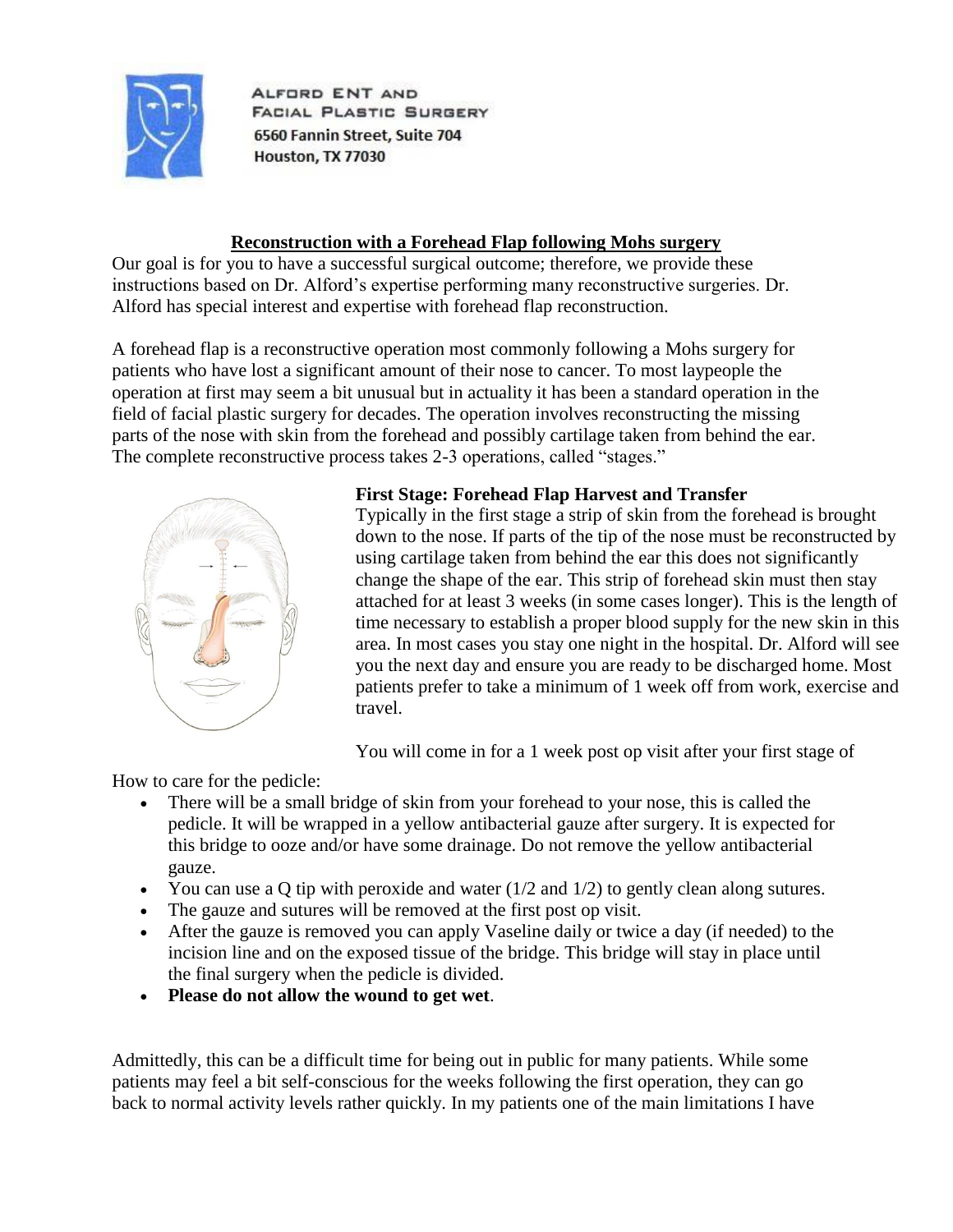ALFORD ENT AND
FACIAL PLASTIC SURGERY
6560 Fannin Street, Suite 704
Houston, TX 77030

## Reconstruction with a Forehead Flap following Mohs surgery

Our goal is for you to have a successful surgical outcome; therefore, we provide these instructions based on Dr. Alford's expertise performing many reconstructive surgeries. Dr. Alford has special interest and expertise with forehead flap reconstruction.

A forehead flap is a reconstructive operation most commonly following a Mohs surgery for patients who have lost a significant amount of their nose to cancer. To most laypeople the operation at first may seem a bit unusual but in actuality it has been a standard operation in the field of facial plastic surgery for decades. The operation involves reconstructing the missing parts of the nose with skin from the forehead and possibly cartilage taken from behind the ear. The complete reconstructive process takes 2-3 operations, called "stages."

### First Stage: Forehead Flap Harvest and Transfer

Typically in the first stage a strip of skin from the forehead is brought down to the nose. If parts of the tip of the nose must be reconstructed by using cartilage taken from behind the ear this does not significantly change the shape of the ear. This strip of forehead skin must then stay attached for at least 3 weeks (in some cases longer). This is the length of time necessary to establish a proper blood supply for the new skin in this area. In most cases you stay one night in the hospital. Dr. Alford will see you the next day and ensure you are ready to be discharged home. Most patients prefer to take a minimum of 1 week off from work, exercise and travel.

You will come in for a 1 week post op visit after your first stage of

How to care for the pedicle:

- There will be a small bridge of skin from your forehead to your nose, this is called the pedicle. It will be wrapped in a yellow antibacterial gauze after surgery. It is expected for this bridge to ooze and/or have some drainage. Do not remove the yellow antibacterial gauze.
- You can use a Q tip with peroxide and water (1/2 and 1/2) to gently clean along sutures.
- The gauze and sutures will be removed at the first post op visit.
- After the gauze is removed you can apply Vaseline daily or twice a day (if needed) to the incision line and on the exposed tissue of the bridge. This bridge will stay in place until the final surgery when the pedicle is divided.
- **Please do not allow the wound to get wet**.

Admittedly, this can be a difficult time for being out in public for many patients. While some patients may feel a bit self-conscious for the weeks following the first operation, they can go back to normal activity levels rather quickly. In my patients one of the main limitations I have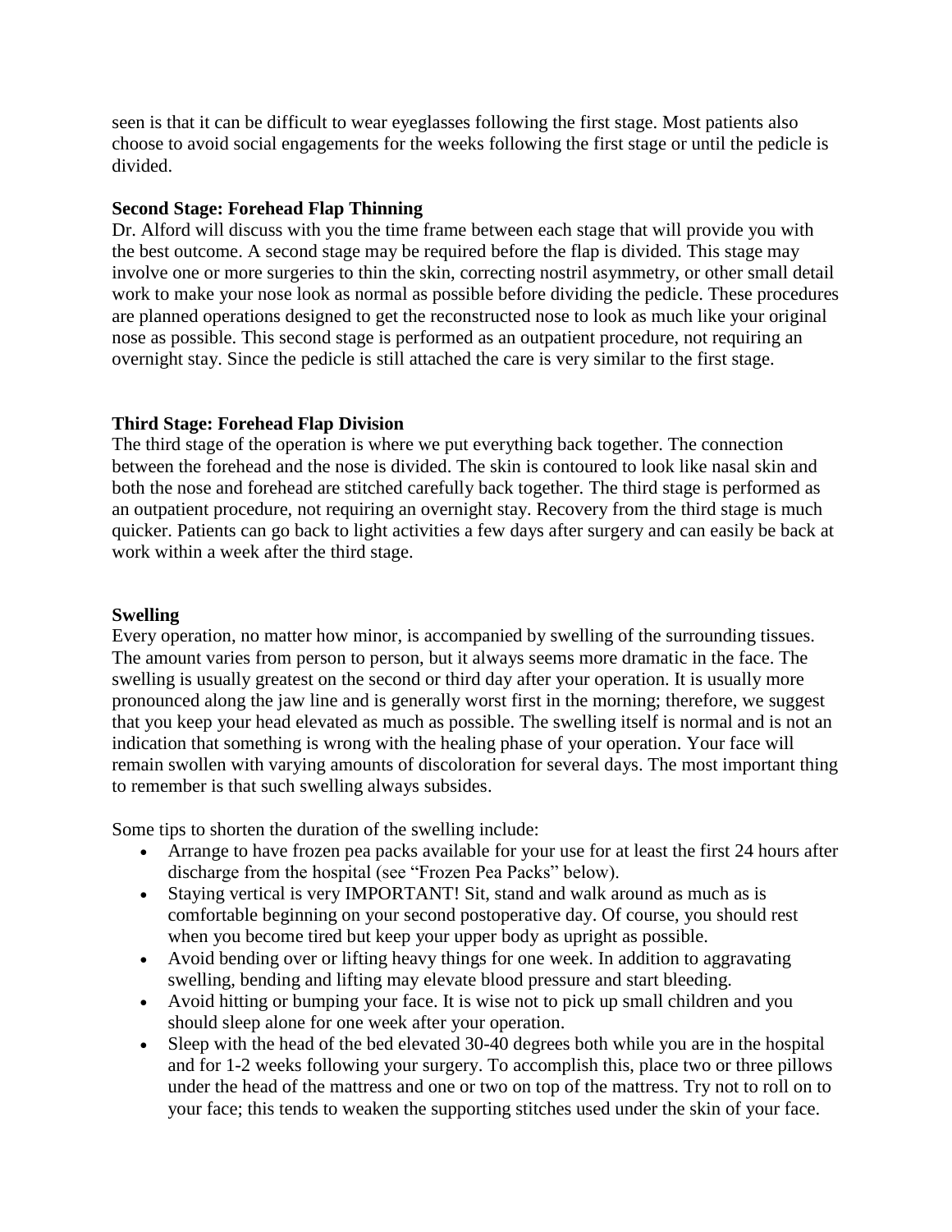seen is that it can be difficult to wear eyeglasses following the first stage. Most patients also choose to avoid social engagements for the weeks following the first stage or until the pedicle is divided.

**Second Stage: Forehead Flap Thinning**
Dr. Alford will discuss with you the time frame between each stage that will provide you with the best outcome. A second stage may be required before the flap is divided. This stage may involve one or more surgeries to thin the skin, correcting nostril asymmetry, or other small detail work to make your nose look as normal as possible before dividing the pedicle. These procedures are planned operations designed to get the reconstructed nose to look as much like your original nose as possible. This second stage is performed as an outpatient procedure, not requiring an overnight stay. Since the pedicle is still attached the care is very similar to the first stage.

**Third Stage: Forehead Flap Division**
The third stage of the operation is where we put everything back together. The connection between the forehead and the nose is divided. The skin is contoured to look like nasal skin and both the nose and forehead are stitched carefully back together. The third stage is performed as an outpatient procedure, not requiring an overnight stay. Recovery from the third stage is much quicker. Patients can go back to light activities a few days after surgery and can easily be back at work within a week after the third stage.

**Swelling**
Every operation, no matter how minor, is accompanied by swelling of the surrounding tissues. The amount varies from person to person, but it always seems more dramatic in the face. The swelling is usually greatest on the second or third day after your operation. It is usually more pronounced along the jaw line and is generally worst first in the morning; therefore, we suggest that you keep your head elevated as much as possible. The swelling itself is normal and is not an indication that something is wrong with the healing phase of your operation. Your face will remain swollen with varying amounts of discoloration for several days. The most important thing to remember is that such swelling always subsides.

Some tips to shorten the duration of the swelling include:

- Arrange to have frozen pea packs available for your use for at least the first 24 hours after discharge from the hospital (see "Frozen Pea Packs" below).
- Staying vertical is very IMPORTANT! Sit, stand and walk around as much as is comfortable beginning on your second postoperative day. Of course, you should rest when you become tired but keep your upper body as upright as possible.
- Avoid bending over or lifting heavy things for one week. In addition to aggravating swelling, bending and lifting may elevate blood pressure and start bleeding.
- Avoid hitting or bumping your face. It is wise not to pick up small children and you should sleep alone for one week after your operation.
- Sleep with the head of the bed elevated 30-40 degrees both while you are in the hospital and for 1-2 weeks following your surgery. To accomplish this, place two or three pillows under the head of the mattress and one or two on top of the mattress. Try not to roll on to your face; this tends to weaken the supporting stitches used under the skin of your face.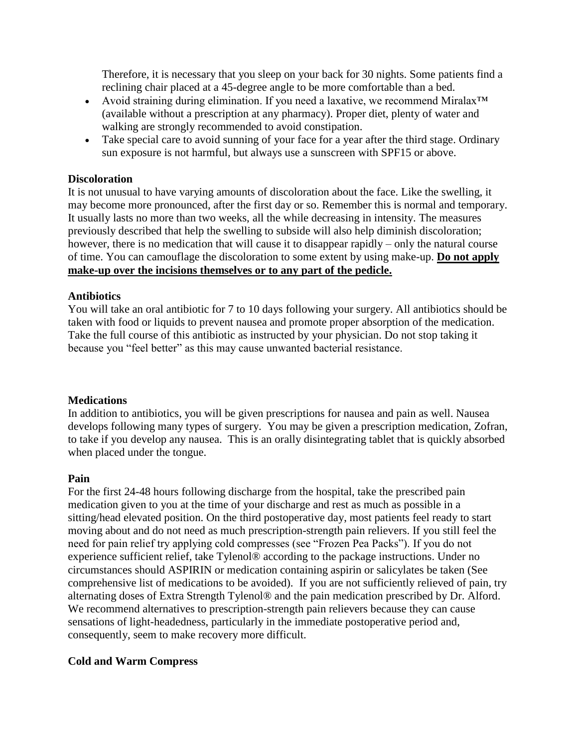Therefore, it is necessary that you sleep on your back for 30 nights. Some patients find a reclining chair placed at a 45-degree angle to be more comfortable than a bed.

- Avoid straining during elimination. If you need a laxative, we recommend Miralax™ (available without a prescription at any pharmacy). Proper diet, plenty of water and walking are strongly recommended to avoid constipation.
- Take special care to avoid sunning of your face for a year after the third stage. Ordinary sun exposure is not harmful, but always use a sunscreen with SPF15 or above.

**Discoloration**

It is not unusual to have varying amounts of discoloration about the face. Like the swelling, it may become more pronounced, after the first day or so. Remember this is normal and temporary. It usually lasts no more than two weeks, all the while decreasing in intensity. The measures previously described that help the swelling to subside will also help diminish discoloration; however, there is no medication that will cause it to disappear rapidly – only the natural course of time. You can camouflage the discoloration to some extent by using make-up. **<u>Do not apply make-up over the incisions themselves or to any part of the pedicle.</u>**

**Antibiotics**

You will take an oral antibiotic for 7 to 10 days following your surgery. All antibiotics should be taken with food or liquids to prevent nausea and promote proper absorption of the medication. Take the full course of this antibiotic as instructed by your physician. Do not stop taking it because you "feel better" as this may cause unwanted bacterial resistance.

**Medications**

In addition to antibiotics, you will be given prescriptions for nausea and pain as well. Nausea develops following many types of surgery. You may be given a prescription medication, Zofran, to take if you develop any nausea. This is an orally disintegrating tablet that is quickly absorbed when placed under the tongue.

**Pain**

For the first 24-48 hours following discharge from the hospital, take the prescribed pain medication given to you at the time of your discharge and rest as much as possible in a sitting/head elevated position. On the third postoperative day, most patients feel ready to start moving about and do not need as much prescription-strength pain relievers. If you still feel the need for pain relief try applying cold compresses (see "Frozen Pea Packs"). If you do not experience sufficient relief, take Tylenol® according to the package instructions. Under no circumstances should ASPIRIN or medication containing aspirin or salicylates be taken (See comprehensive list of medications to be avoided). If you are not sufficiently relieved of pain, try alternating doses of Extra Strength Tylenol® and the pain medication prescribed by Dr. Alford. We recommend alternatives to prescription-strength pain relievers because they can cause sensations of light-headedness, particularly in the immediate postoperative period and, consequently, seem to make recovery more difficult.

**Cold and Warm Compress**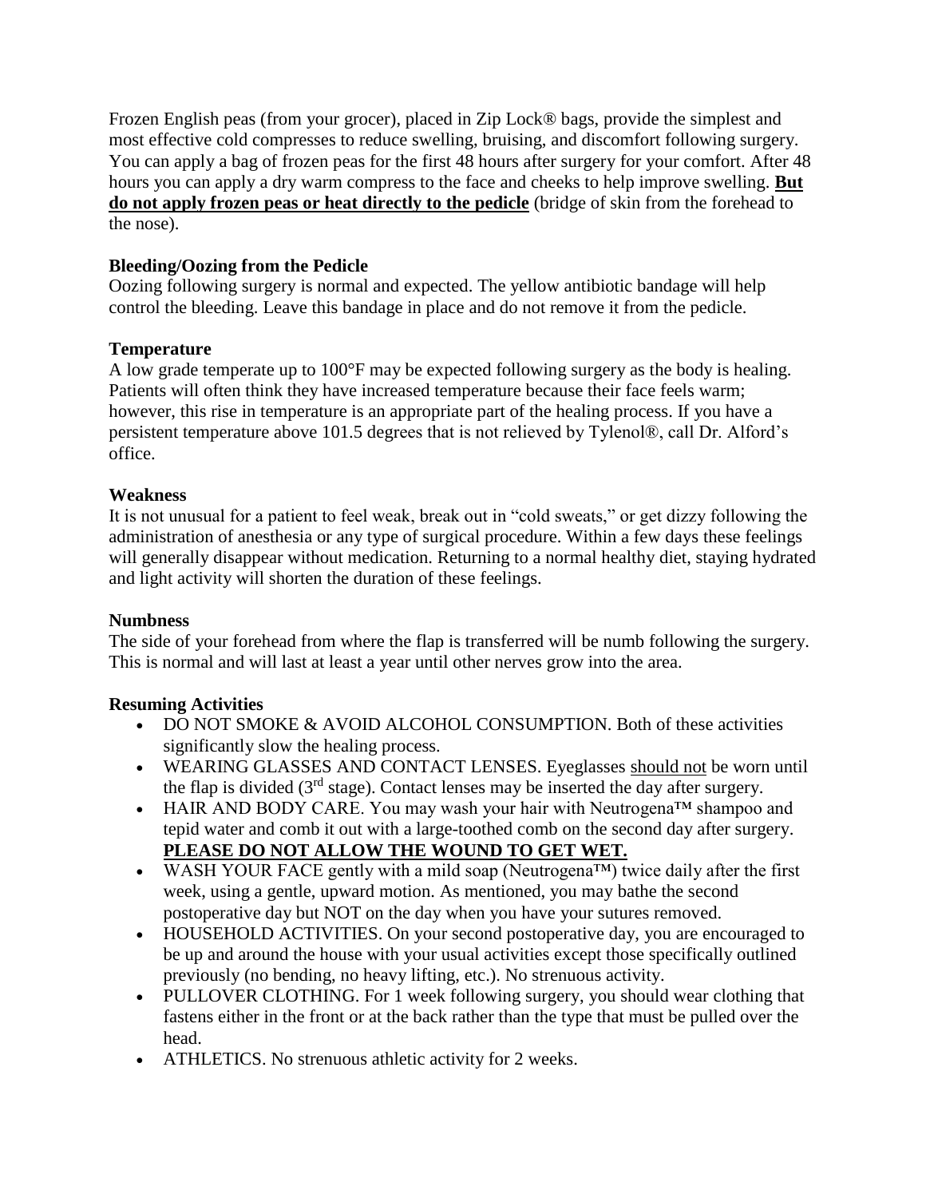Frozen English peas (from your grocer), placed in Zip Lock® bags, provide the simplest and most effective cold compresses to reduce swelling, bruising, and discomfort following surgery. You can apply a bag of frozen peas for the first 48 hours after surgery for your comfort. After 48 hours you can apply a dry warm compress to the face and cheeks to help improve swelling. **<u>But do not apply frozen peas or heat directly to the pedicle</u>** (bridge of skin from the forehead to the nose).

**Bleeding/Oozing from the Pedicle**
Oozing following surgery is normal and expected. The yellow antibiotic bandage will help control the bleeding. Leave this bandage in place and do not remove it from the pedicle.

**Temperature**
A low grade temperate up to 100°F may be expected following surgery as the body is healing. Patients will often think they have increased temperature because their face feels warm; however, this rise in temperature is an appropriate part of the healing process. If you have a persistent temperature above 101.5 degrees that is not relieved by Tylenol®, call Dr. Alford's office.

**Weakness**
It is not unusual for a patient to feel weak, break out in "cold sweats," or get dizzy following the administration of anesthesia or any type of surgical procedure. Within a few days these feelings will generally disappear without medication. Returning to a normal healthy diet, staying hydrated and light activity will shorten the duration of these feelings.

**Numbness**
The side of your forehead from where the flap is transferred will be numb following the surgery. This is normal and will last at least a year until other nerves grow into the area.

**Resuming Activities**

- DO NOT SMOKE & AVOID ALCOHOL CONSUMPTION. Both of these activities significantly slow the healing process.
- WEARING GLASSES AND CONTACT LENSES. Eyeglasses <u>should not</u> be worn until the flap is divided (3rd stage). Contact lenses may be inserted the day after surgery.
- HAIR AND BODY CARE. You may wash your hair with Neutrogena™ shampoo and tepid water and comb it out with a large-toothed comb on the second day after surgery. **<u>PLEASE DO NOT ALLOW THE WOUND TO GET WET.</u>**
- WASH YOUR FACE gently with a mild soap (Neutrogena™) twice daily after the first week, using a gentle, upward motion. As mentioned, you may bathe the second postoperative day but NOT on the day when you have your sutures removed.
- HOUSEHOLD ACTIVITIES. On your second postoperative day, you are encouraged to be up and around the house with your usual activities except those specifically outlined previously (no bending, no heavy lifting, etc.). No strenuous activity.
- PULLOVER CLOTHING. For 1 week following surgery, you should wear clothing that fastens either in the front or at the back rather than the type that must be pulled over the head.
- ATHLETICS. No strenuous athletic activity for 2 weeks.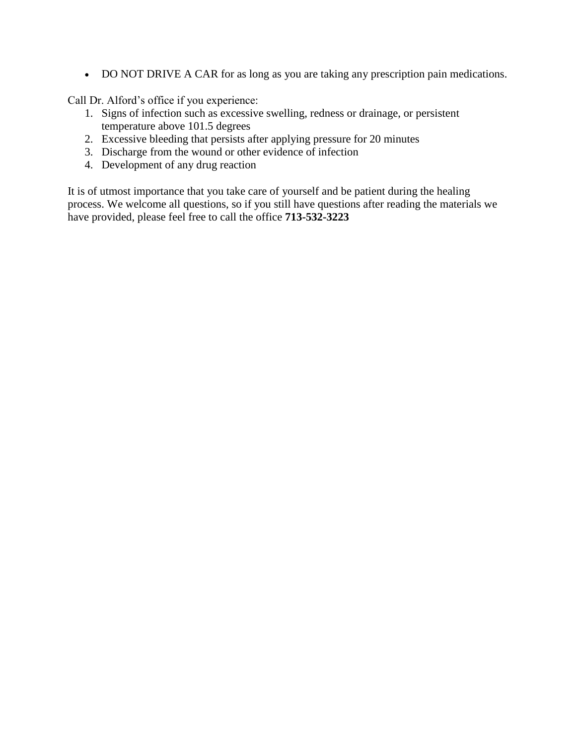- DO NOT DRIVE A CAR for as long as you are taking any prescription pain medications.

Call Dr. Alford's office if you experience:

1. Signs of infection such as excessive swelling, redness or drainage, or persistent temperature above 101.5 degrees
2. Excessive bleeding that persists after applying pressure for 20 minutes
3. Discharge from the wound or other evidence of infection
4. Development of any drug reaction

It is of utmost importance that you take care of yourself and be patient during the healing process. We welcome all questions, so if you still have questions after reading the materials we have provided, please feel free to call the office **713-532-3223**